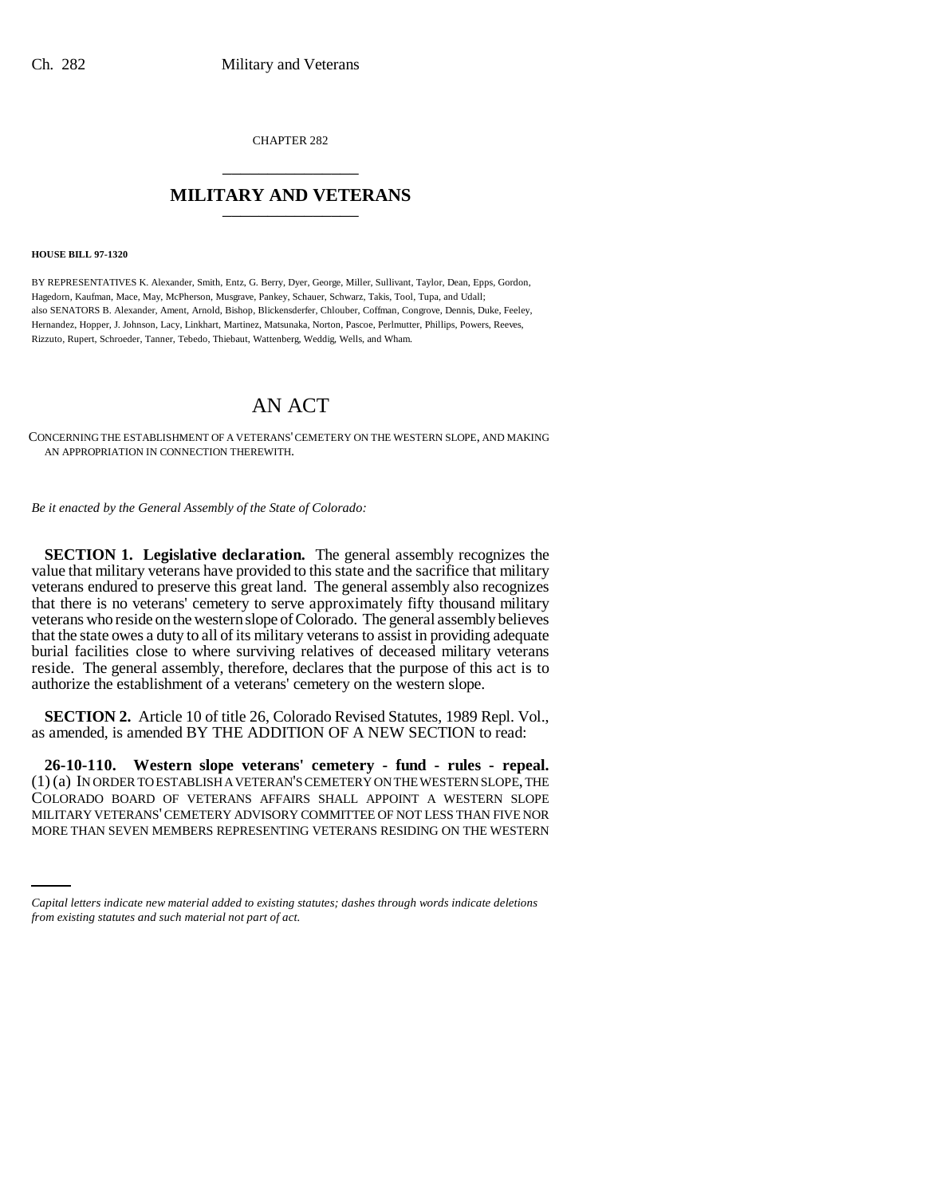CHAPTER 282

# MILITARY AND VETERANS

**HOUSE BILL 97-1320**

BY REPRESENTATIVES K. Alexander, Smith, Entz, G. Berry, Dyer, George, Miller, Sullivant, Taylor, Dean, Epps, Gordon, Hagedorn, Kaufman, Mace, May, McPherson, Musgrave, Pankey, Schauer, Schwarz, Takis, Tool, Tupa, and Udall;
also SENATORS B. Alexander, Ament, Arnold, Bishop, Blickensderfer, Chlouber, Coffman, Congrove, Dennis, Duke, Feeley, Hernandez, Hopper, J. Johnson, Lacy, Linkhart, Martinez, Matsunaka, Norton, Pascoe, Perlmutter, Phillips, Powers, Reeves, Rizzuto, Rupert, Schroeder, Tanner, Tebedo, Thiebaut, Wattenberg, Weddig, Wells, and Wham.

# AN ACT

CONCERNING THE ESTABLISHMENT OF A VETERANS' CEMETERY ON THE WESTERN SLOPE, AND MAKING AN APPROPRIATION IN CONNECTION THEREWITH.

*Be it enacted by the General Assembly of the State of Colorado:*

**SECTION 1. Legislative declaration.** The general assembly recognizes the value that military veterans have provided to this state and the sacrifice that military veterans endured to preserve this great land. The general assembly also recognizes that there is no veterans' cemetery to serve approximately fifty thousand military veterans who reside on the western slope of Colorado. The general assembly believes that the state owes a duty to all of its military veterans to assist in providing adequate burial facilities close to where surviving relatives of deceased military veterans reside. The general assembly, therefore, declares that the purpose of this act is to authorize the establishment of a veterans' cemetery on the western slope.

**SECTION 2.** Article 10 of title 26, Colorado Revised Statutes, 1989 Repl. Vol., as amended, is amended BY THE ADDITION OF A NEW SECTION to read:

**26-10-110. Western slope veterans' cemetery - fund - rules - repeal.** (1) (a) IN ORDER TO ESTABLISH A VETERAN'S CEMETERY ON THE WESTERN SLOPE, THE COLORADO BOARD OF VETERANS AFFAIRS SHALL APPOINT A WESTERN SLOPE MILITARY VETERANS' CEMETERY ADVISORY COMMITTEE OF NOT LESS THAN FIVE NOR MORE THAN SEVEN MEMBERS REPRESENTING VETERANS RESIDING ON THE WESTERN

*Capital letters indicate new material added to existing statutes; dashes through words indicate deletions from existing statutes and such material not part of act.*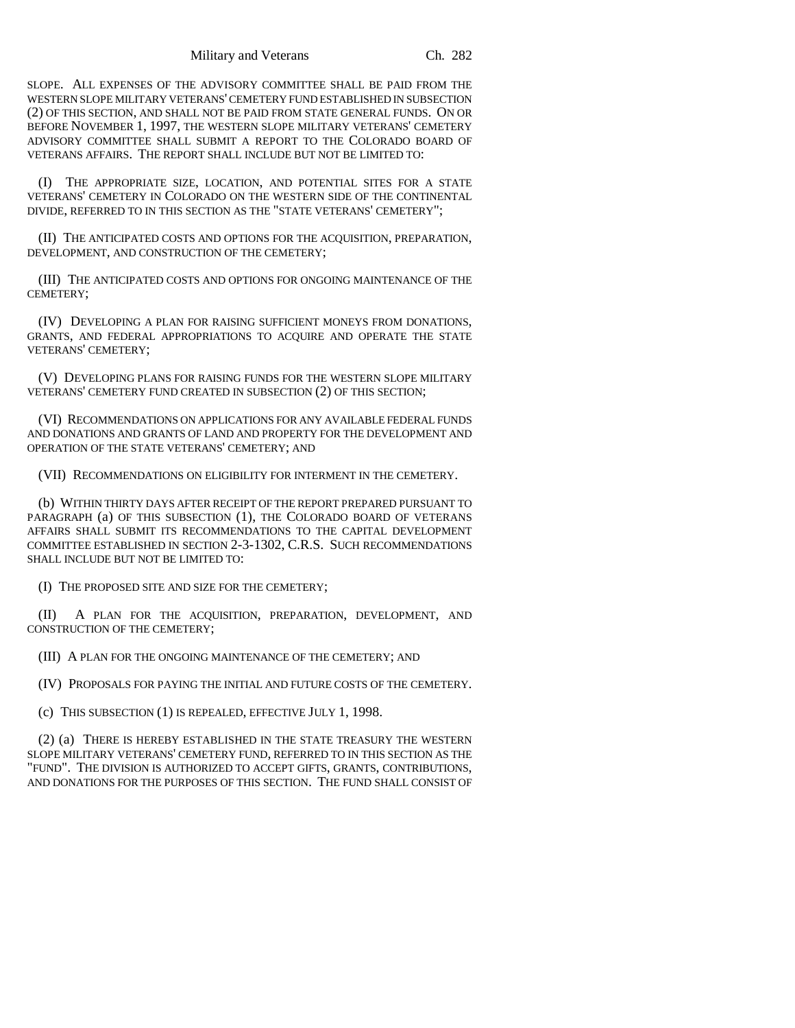SLOPE. ALL EXPENSES OF THE ADVISORY COMMITTEE SHALL BE PAID FROM THE WESTERN SLOPE MILITARY VETERANS' CEMETERY FUND ESTABLISHED IN SUBSECTION (2) OF THIS SECTION, AND SHALL NOT BE PAID FROM STATE GENERAL FUNDS. ON OR BEFORE NOVEMBER 1, 1997, THE WESTERN SLOPE MILITARY VETERANS' CEMETERY ADVISORY COMMITTEE SHALL SUBMIT A REPORT TO THE COLORADO BOARD OF VETERANS AFFAIRS. THE REPORT SHALL INCLUDE BUT NOT BE LIMITED TO:

(I) THE APPROPRIATE SIZE, LOCATION, AND POTENTIAL SITES FOR A STATE VETERANS' CEMETERY IN COLORADO ON THE WESTERN SIDE OF THE CONTINENTAL DIVIDE, REFERRED TO IN THIS SECTION AS THE "STATE VETERANS' CEMETERY";

(II) THE ANTICIPATED COSTS AND OPTIONS FOR THE ACQUISITION, PREPARATION, DEVELOPMENT, AND CONSTRUCTION OF THE CEMETERY;

(III) THE ANTICIPATED COSTS AND OPTIONS FOR ONGOING MAINTENANCE OF THE CEMETERY;

(IV) DEVELOPING A PLAN FOR RAISING SUFFICIENT MONEYS FROM DONATIONS, GRANTS, AND FEDERAL APPROPRIATIONS TO ACQUIRE AND OPERATE THE STATE VETERANS' CEMETERY;

(V) DEVELOPING PLANS FOR RAISING FUNDS FOR THE WESTERN SLOPE MILITARY VETERANS' CEMETERY FUND CREATED IN SUBSECTION (2) OF THIS SECTION;

(VI) RECOMMENDATIONS ON APPLICATIONS FOR ANY AVAILABLE FEDERAL FUNDS AND DONATIONS AND GRANTS OF LAND AND PROPERTY FOR THE DEVELOPMENT AND OPERATION OF THE STATE VETERANS' CEMETERY; AND

(VII) RECOMMENDATIONS ON ELIGIBILITY FOR INTERMENT IN THE CEMETERY.

(b) WITHIN THIRTY DAYS AFTER RECEIPT OF THE REPORT PREPARED PURSUANT TO PARAGRAPH (a) OF THIS SUBSECTION (1), THE COLORADO BOARD OF VETERANS AFFAIRS SHALL SUBMIT ITS RECOMMENDATIONS TO THE CAPITAL DEVELOPMENT COMMITTEE ESTABLISHED IN SECTION 2-3-1302, C.R.S. SUCH RECOMMENDATIONS SHALL INCLUDE BUT NOT BE LIMITED TO:

(I) THE PROPOSED SITE AND SIZE FOR THE CEMETERY;

(II) A PLAN FOR THE ACQUISITION, PREPARATION, DEVELOPMENT, AND CONSTRUCTION OF THE CEMETERY;

(III) A PLAN FOR THE ONGOING MAINTENANCE OF THE CEMETERY; AND

(IV) PROPOSALS FOR PAYING THE INITIAL AND FUTURE COSTS OF THE CEMETERY.

(c) THIS SUBSECTION (1) IS REPEALED, EFFECTIVE JULY 1, 1998.

(2) (a) THERE IS HEREBY ESTABLISHED IN THE STATE TREASURY THE WESTERN SLOPE MILITARY VETERANS' CEMETERY FUND, REFERRED TO IN THIS SECTION AS THE "FUND". THE DIVISION IS AUTHORIZED TO ACCEPT GIFTS, GRANTS, CONTRIBUTIONS, AND DONATIONS FOR THE PURPOSES OF THIS SECTION. THE FUND SHALL CONSIST OF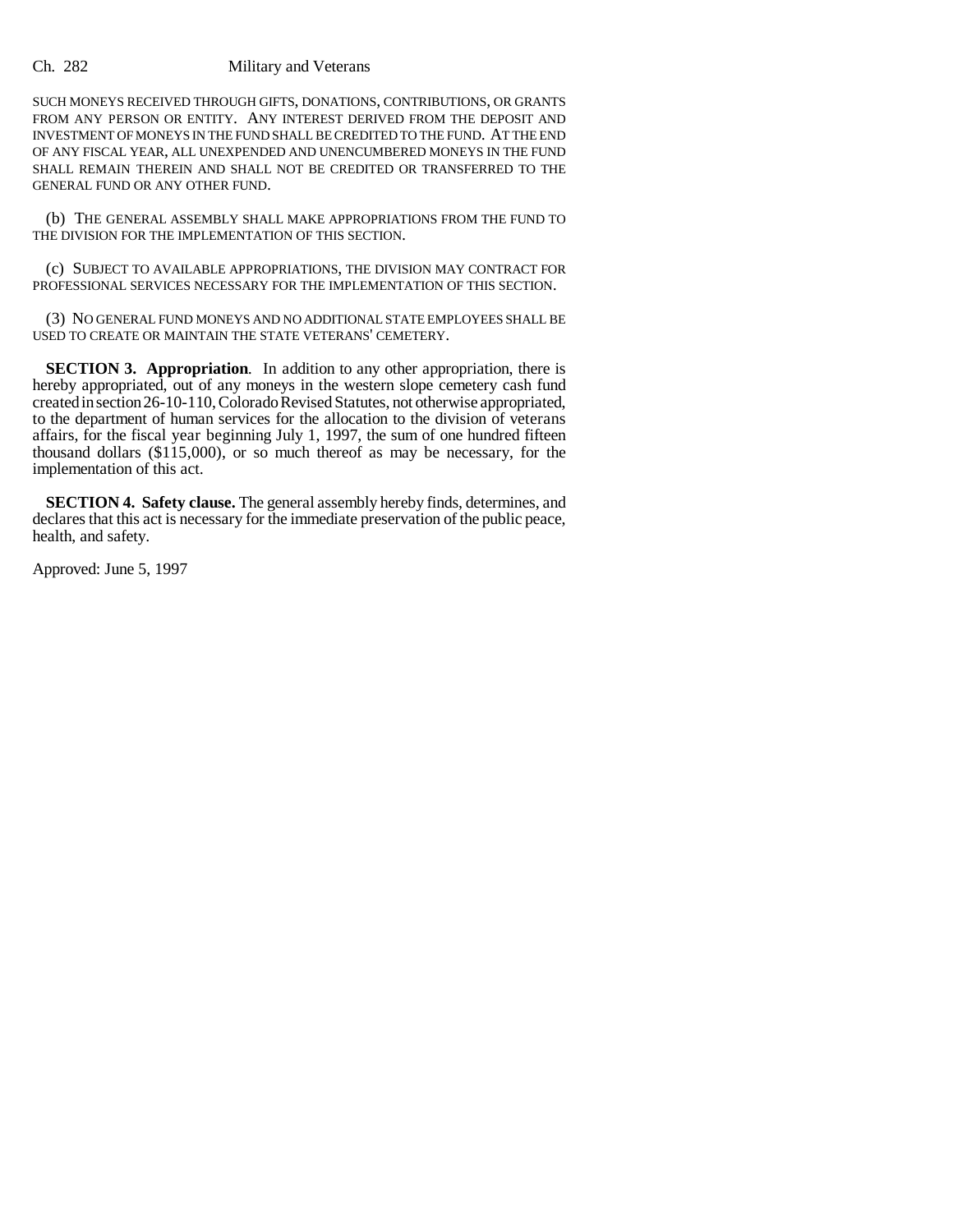SUCH MONEYS RECEIVED THROUGH GIFTS, DONATIONS, CONTRIBUTIONS, OR GRANTS FROM ANY PERSON OR ENTITY. ANY INTEREST DERIVED FROM THE DEPOSIT AND INVESTMENT OF MONEYS IN THE FUND SHALL BE CREDITED TO THE FUND. AT THE END OF ANY FISCAL YEAR, ALL UNEXPENDED AND UNENCUMBERED MONEYS IN THE FUND SHALL REMAIN THEREIN AND SHALL NOT BE CREDITED OR TRANSFERRED TO THE GENERAL FUND OR ANY OTHER FUND.

(b) THE GENERAL ASSEMBLY SHALL MAKE APPROPRIATIONS FROM THE FUND TO THE DIVISION FOR THE IMPLEMENTATION OF THIS SECTION.

(c) SUBJECT TO AVAILABLE APPROPRIATIONS, THE DIVISION MAY CONTRACT FOR PROFESSIONAL SERVICES NECESSARY FOR THE IMPLEMENTATION OF THIS SECTION.

(3) NO GENERAL FUND MONEYS AND NO ADDITIONAL STATE EMPLOYEES SHALL BE USED TO CREATE OR MAINTAIN THE STATE VETERANS' CEMETERY.

**SECTION 3. Appropriation**. In addition to any other appropriation, there is hereby appropriated, out of any moneys in the western slope cemetery cash fund created in section 26-10-110, Colorado Revised Statutes, not otherwise appropriated, to the department of human services for the allocation to the division of veterans affairs, for the fiscal year beginning July 1, 1997, the sum of one hundred fifteen thousand dollars ($115,000), or so much thereof as may be necessary, for the implementation of this act.

**SECTION 4. Safety clause.** The general assembly hereby finds, determines, and declares that this act is necessary for the immediate preservation of the public peace, health, and safety.

Approved: June 5, 1997